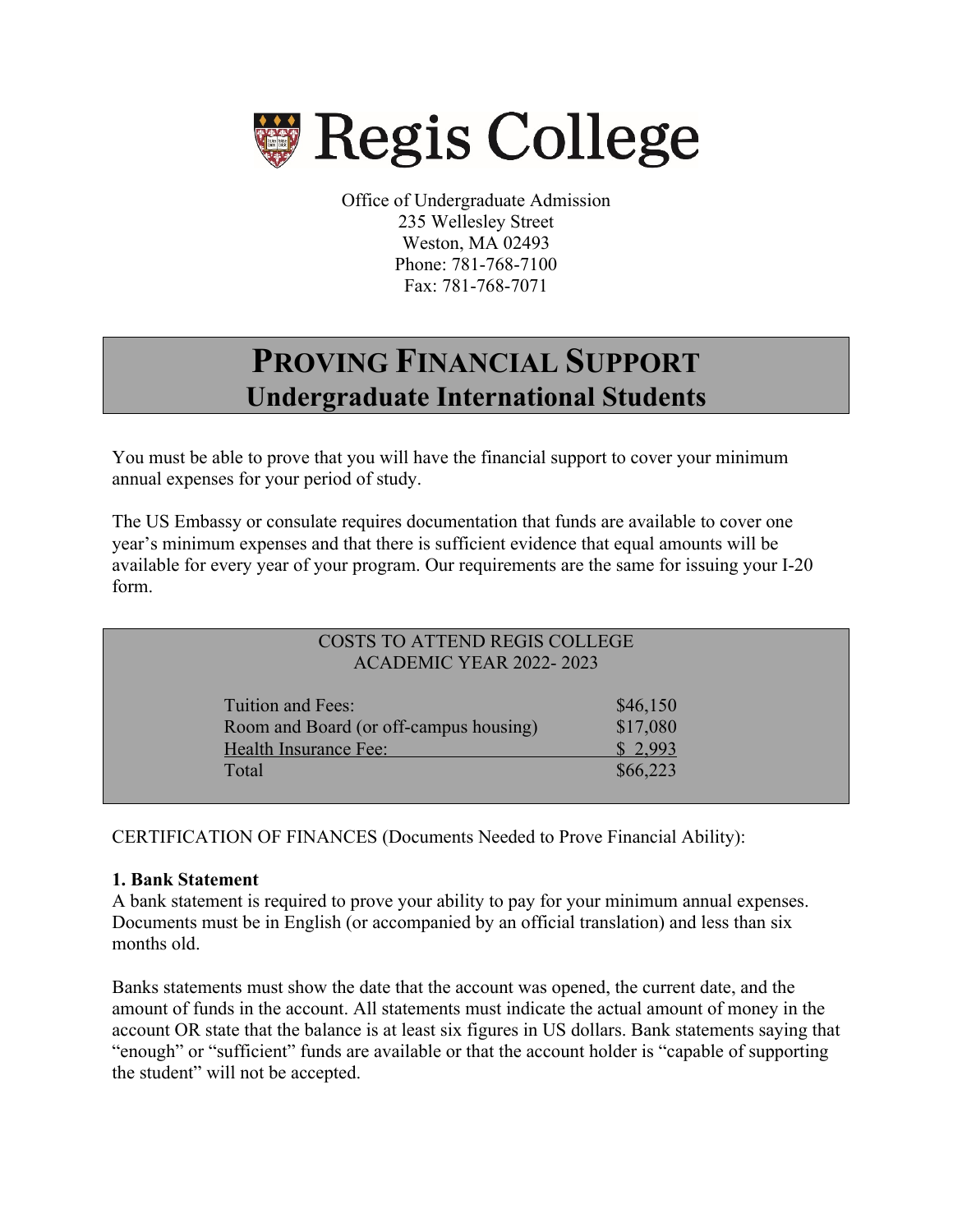# Regis College

Office of Undergraduate Admission
235 Wellesley Street
Weston, MA 02493
Phone: 781-768-7100
Fax: 781-768-7071

## PROVING FINANCIAL SUPPORT
### Undergraduate International Students

You must be able to prove that you will have the financial support to cover your minimum annual expenses for your period of study.

The US Embassy or consulate requires documentation that funds are available to cover one year's minimum expenses and that there is sufficient evidence that equal amounts will be available for every year of your program. Our requirements are the same for issuing your I-20 form.

COSTS TO ATTEND REGIS COLLEGE
ACADEMIC YEAR 2022- 2023

| Item | Cost |
|---|---|
| Tuition and Fees: | $46,150 |
| Room and Board (or off-campus housing) | $17,080 |
| Health Insurance Fee: | $ 2,993 |
| Total | $66,223 |

CERTIFICATION OF FINANCES (Documents Needed to Prove Financial Ability):

**1. Bank Statement**

A bank statement is required to prove your ability to pay for your minimum annual expenses. Documents must be in English (or accompanied by an official translation) and less than six months old.

Banks statements must show the date that the account was opened, the current date, and the amount of funds in the account. All statements must indicate the actual amount of money in the account OR state that the balance is at least six figures in US dollars. Bank statements saying that "enough" or "sufficient" funds are available or that the account holder is "capable of supporting the student" will not be accepted.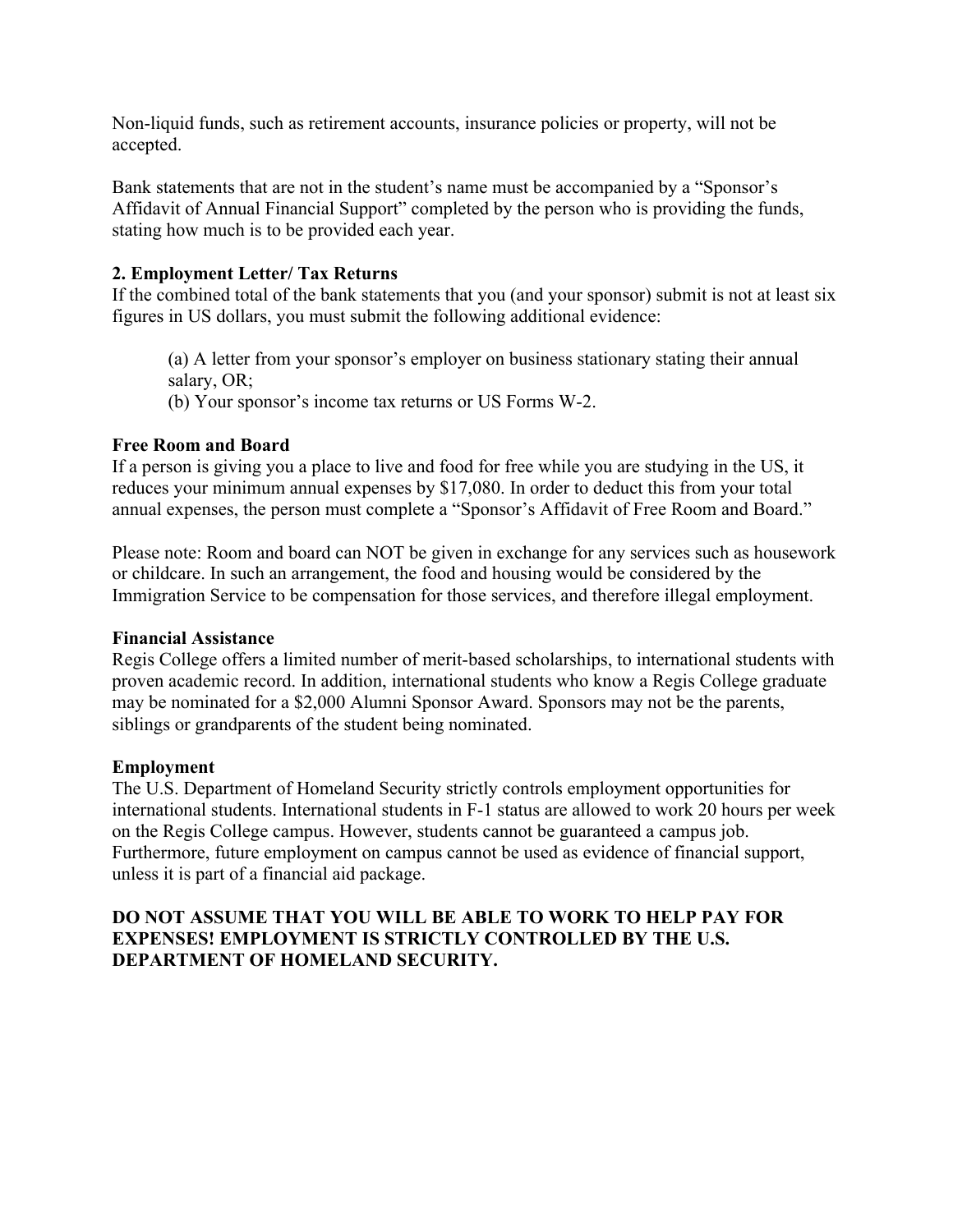Non-liquid funds, such as retirement accounts, insurance policies or property, will not be accepted.

Bank statements that are not in the student's name must be accompanied by a "Sponsor's Affidavit of Annual Financial Support" completed by the person who is providing the funds, stating how much is to be provided each year.

**2. Employment Letter/ Tax Returns**

If the combined total of the bank statements that you (and your sponsor) submit is not at least six figures in US dollars, you must submit the following additional evidence:

> (a) A letter from your sponsor's employer on business stationary stating their annual salary, OR;
> (b) Your sponsor's income tax returns or US Forms W-2.

**Free Room and Board**

If a person is giving you a place to live and food for free while you are studying in the US, it reduces your minimum annual expenses by $17,080. In order to deduct this from your total annual expenses, the person must complete a "Sponsor's Affidavit of Free Room and Board."

Please note: Room and board can NOT be given in exchange for any services such as housework or childcare. In such an arrangement, the food and housing would be considered by the Immigration Service to be compensation for those services, and therefore illegal employment.

**Financial Assistance**

Regis College offers a limited number of merit-based scholarships, to international students with proven academic record. In addition, international students who know a Regis College graduate may be nominated for a $2,000 Alumni Sponsor Award. Sponsors may not be the parents, siblings or grandparents of the student being nominated.

**Employment**

The U.S. Department of Homeland Security strictly controls employment opportunities for international students. International students in F-1 status are allowed to work 20 hours per week on the Regis College campus. However, students cannot be guaranteed a campus job. Furthermore, future employment on campus cannot be used as evidence of financial support, unless it is part of a financial aid package.

**DO NOT ASSUME THAT YOU WILL BE ABLE TO WORK TO HELP PAY FOR EXPENSES! EMPLOYMENT IS STRICTLY CONTROLLED BY THE U.S. DEPARTMENT OF HOMELAND SECURITY.**